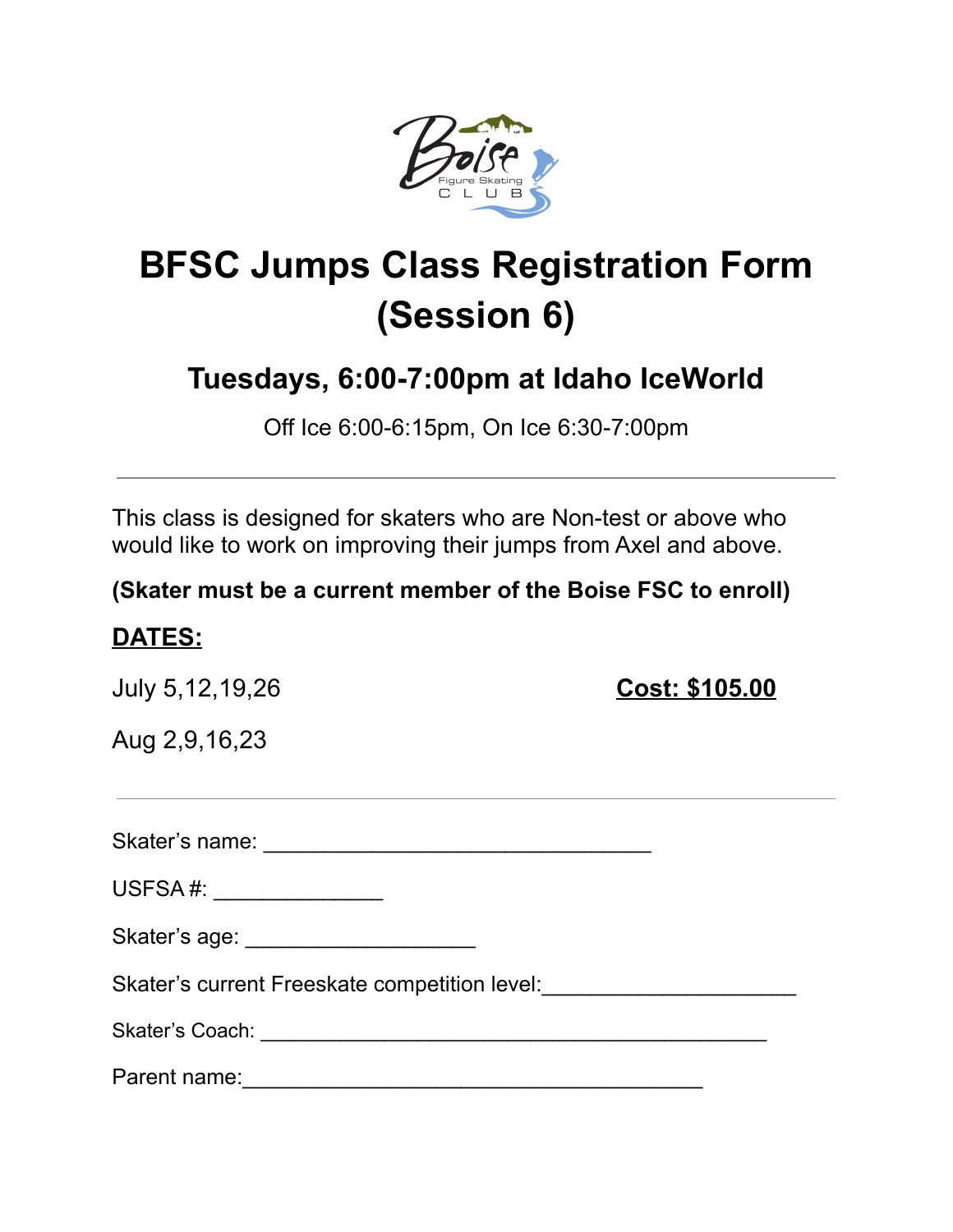# BFSC Jumps Class Registration Form (Session 6)

## Tuesdays, 6:00-7:00pm at Idaho IceWorld

Off Ice 6:00-6:15pm, On Ice 6:30-7:00pm

---

This class is designed for skaters who are Non-test or above who would like to work on improving their jumps from Axel and above.

**(Skater must be a current member of the Boise FSC to enroll)**

**DATES:**

July 5,12,19,26

Aug 2,9,16,23

**Cost: $105.00**

---

Skater's name: ________________________________

USFSA #: ______________

Skater's age: ___________________

Skater's current Freeskate competition level:_____________________

Skater's Coach: __________________________________________

Parent name:______________________________________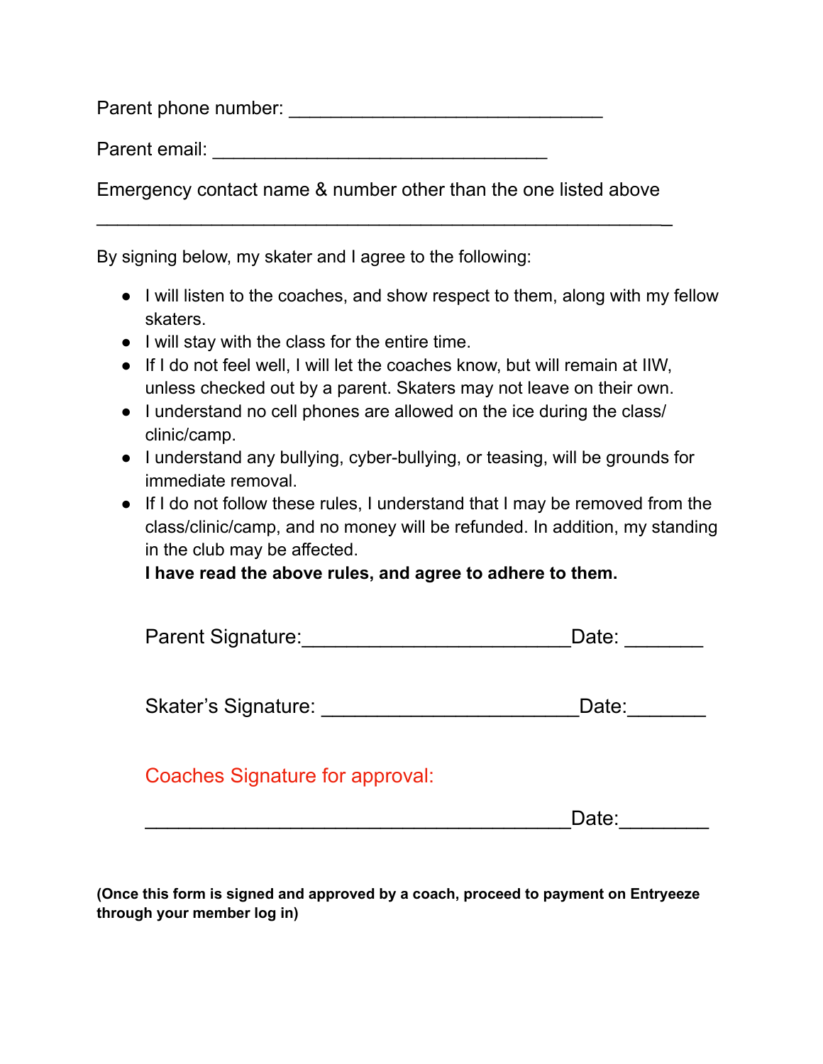Parent phone number: ______________________________

Parent email: ________________________________

Emergency contact name & number other than the one listed above

_______________________________________________________

By signing below, my skater and I agree to the following:

- I will listen to the coaches, and show respect to them, along with my fellow skaters.
- I will stay with the class for the entire time.
- If I do not feel well, I will let the coaches know, but will remain at IIW, unless checked out by a parent. Skaters may not leave on their own.
- I understand no cell phones are allowed on the ice during the class/ clinic/camp.
- I understand any bullying, cyber-bullying, or teasing, will be grounds for immediate removal.
- If I do not follow these rules, I understand that I may be removed from the class/clinic/camp, and no money will be refunded. In addition, my standing in the club may be affected.

  **I have read the above rules, and agree to adhere to them.**

Parent Signature:_________________________Date: _______

Skater's Signature: ________________________Date:_______

Coaches Signature for approval:

________________________________________Date:________

**(Once this form is signed and approved by a coach, proceed to payment on Entryeeze through your member log in)**